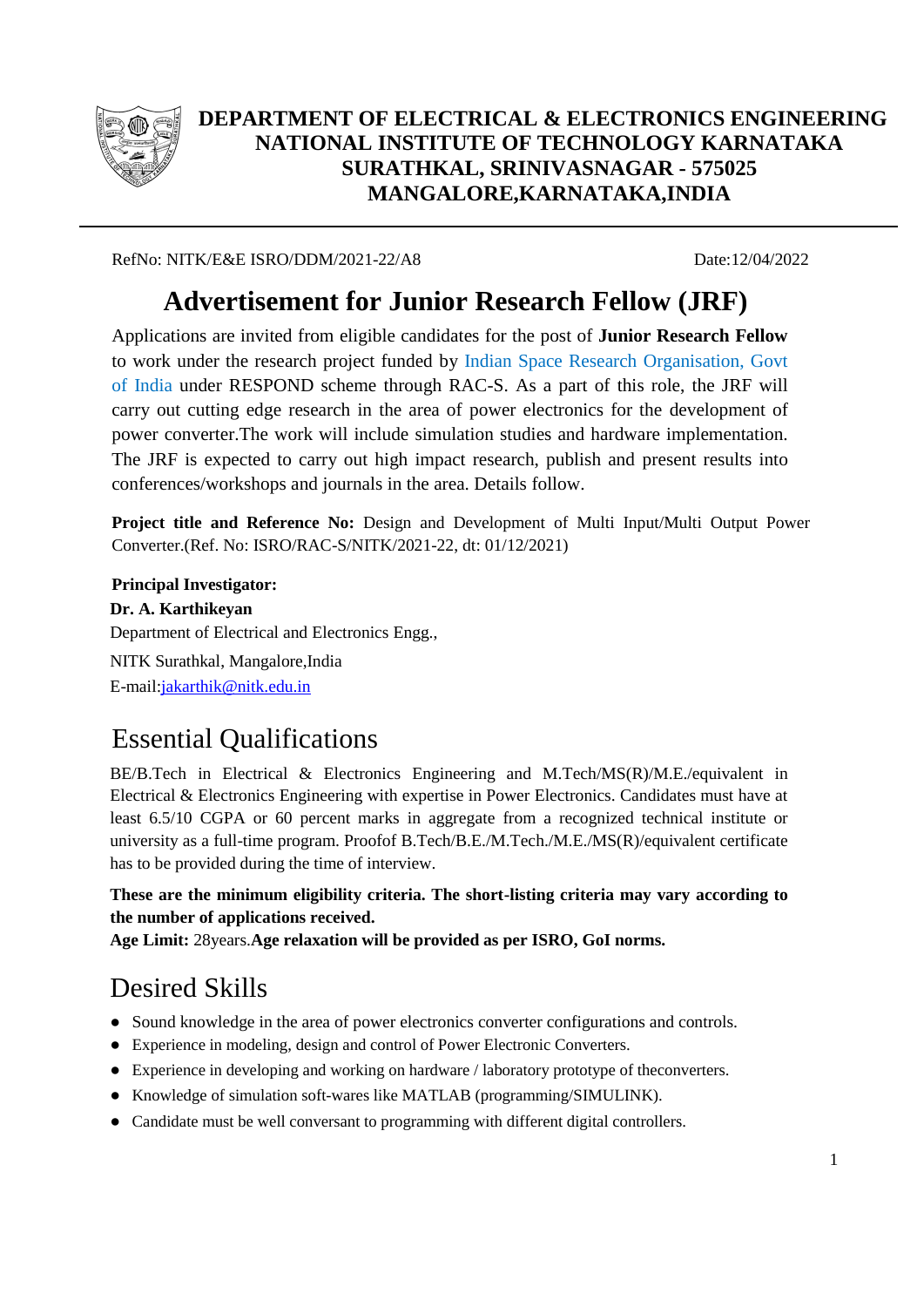**DEPARTMENT OF ELECTRICAL & ELECTRONICS ENGINEERING**
**NATIONAL INSTITUTE OF TECHNOLOGY KARNATAKA**
**SURATHKAL, SRINIVASNAGAR - 575025**
**MANGALORE,KARNATAKA,INDIA**

---

RefNo: NITK/E&E ISRO/DDM/2021-22/A8 Date:12/04/2022

# Advertisement for Junior Research Fellow (JRF)

Applications are invited from eligible candidates for the post of **Junior Research Fellow** to work under the research project funded by Indian Space Research Organisation, Govt of India under RESPOND scheme through RAC-S. As a part of this role, the JRF will carry out cutting edge research in the area of power electronics for the development of power converter.The work will include simulation studies and hardware implementation. The JRF is expected to carry out high impact research, publish and present results into conferences/workshops and journals in the area. Details follow.

**Project title and Reference No:** Design and Development of Multi Input/Multi Output Power Converter.(Ref. No: ISRO/RAC-S/NITK/2021-22, dt: 01/12/2021)

**Principal Investigator:**
**Dr. A. Karthikeyan**
Department of Electrical and Electronics Engg.,
NITK Surathkal, Mangalore,India
E-mail:jakarthik@nitk.edu.in

## Essential Qualifications

BE/B.Tech in Electrical & Electronics Engineering and M.Tech/MS(R)/M.E./equivalent in Electrical & Electronics Engineering with expertise in Power Electronics. Candidates must have at least 6.5/10 CGPA or 60 percent marks in aggregate from a recognized technical institute or university as a full-time program. Proofof B.Tech/B.E./M.Tech./M.E./MS(R)/equivalent certificate has to be provided during the time of interview.

**These are the minimum eligibility criteria. The short-listing criteria may vary according to the number of applications received.**
**Age Limit:** 28years.**Age relaxation will be provided as per ISRO, GoI norms.**

## Desired Skills

- Sound knowledge in the area of power electronics converter configurations and controls.
- Experience in modeling, design and control of Power Electronic Converters.
- Experience in developing and working on hardware / laboratory prototype of theconverters.
- Knowledge of simulation soft-wares like MATLAB (programming/SIMULINK).
- Candidate must be well conversant to programming with different digital controllers.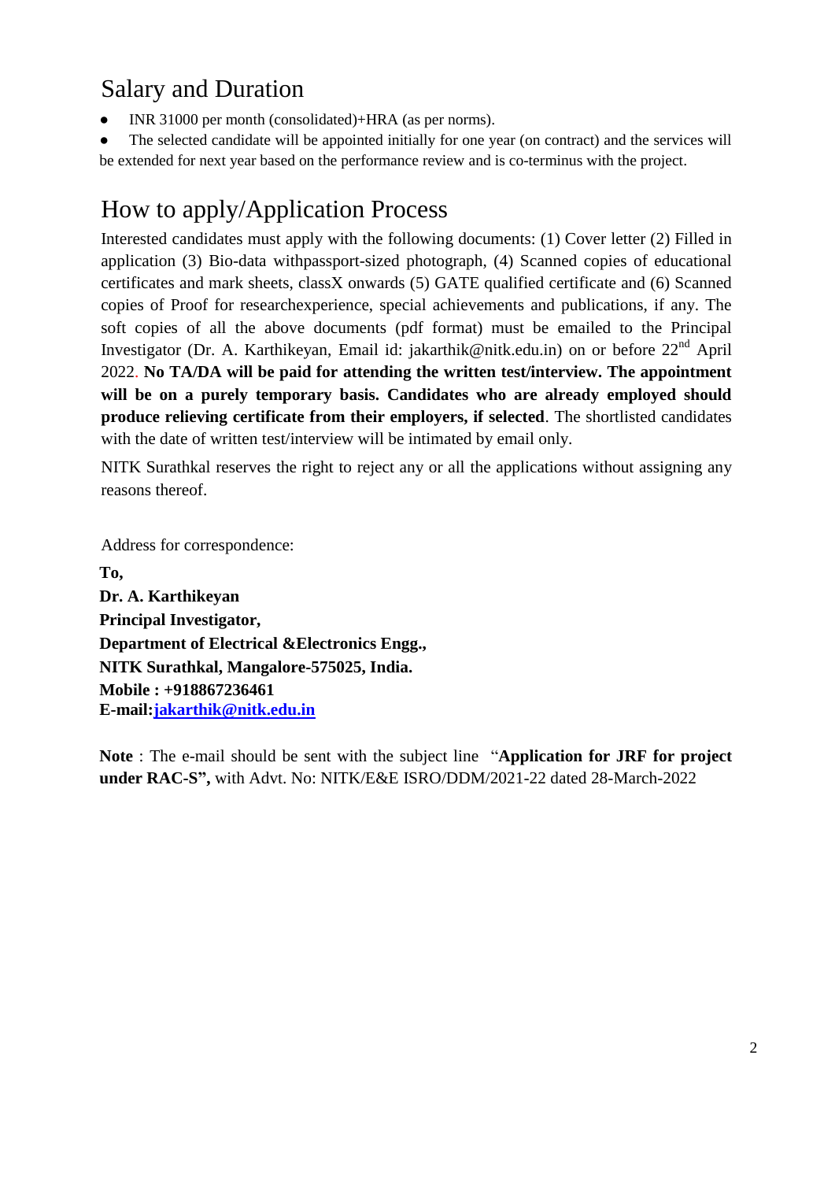## Salary and Duration

- INR 31000 per month (consolidated)+HRA (as per norms).
- The selected candidate will be appointed initially for one year (on contract) and the services will be extended for next year based on the performance review and is co-terminus with the project.

## How to apply/Application Process

Interested candidates must apply with the following documents: (1) Cover letter (2) Filled in application (3) Bio-data withpassport-sized photograph, (4) Scanned copies of educational certificates and mark sheets, classX onwards (5) GATE qualified certificate and (6) Scanned copies of Proof for researchexperience, special achievements and publications, if any. The soft copies of all the above documents (pdf format) must be emailed to the Principal Investigator (Dr. A. Karthikeyan, Email id: jakarthik@nitk.edu.in) on or before 22nd April 2022. **No TA/DA will be paid for attending the written test/interview. The appointment will be on a purely temporary basis. Candidates who are already employed should produce relieving certificate from their employers, if selected**. The shortlisted candidates with the date of written test/interview will be intimated by email only.

NITK Surathkal reserves the right to reject any or all the applications without assigning any reasons thereof.

Address for correspondence:

**To,**
**Dr. A. Karthikeyan**
**Principal Investigator,**
**Department of Electrical &Electronics Engg.,**
**NITK Surathkal, Mangalore-575025, India.**
**Mobile : +918867236461**
**E-mail:jakarthik@nitk.edu.in**

**Note** : The e-mail should be sent with the subject line "**Application for JRF for project under RAC-S",** with Advt. No: NITK/E&E ISRO/DDM/2021-22 dated 28-March-2022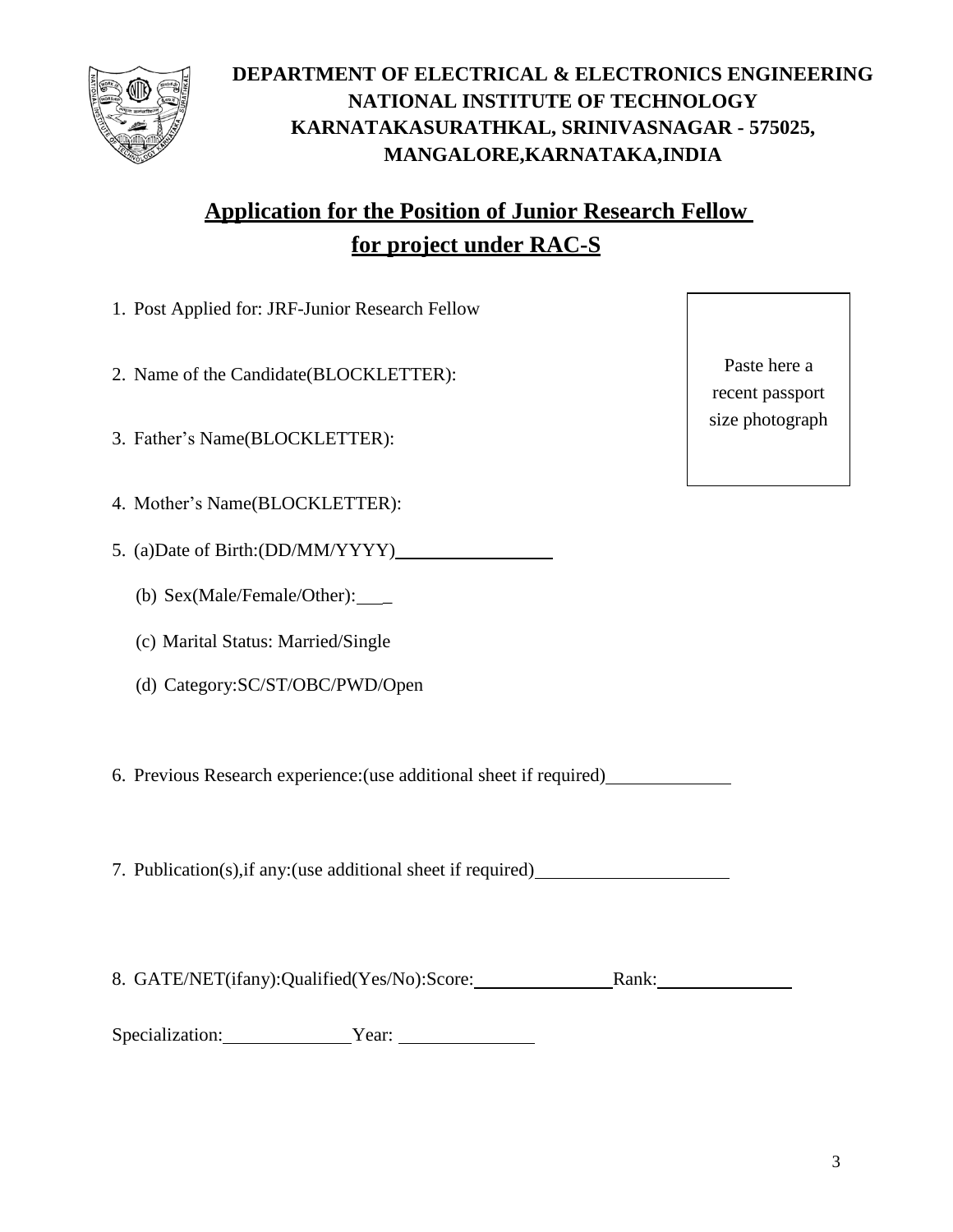**DEPARTMENT OF ELECTRICAL & ELECTRONICS ENGINEERING**
**NATIONAL INSTITUTE OF TECHNOLOGY**
**KARNATAKASURATHKAL, SRINIVASNAGAR - 575025,**
**MANGALORE,KARNATAKA,INDIA**

## Application for the Position of Junior Research Fellow for project under RAC-S

Paste here a recent passport size photograph

1. Post Applied for: JRF-Junior Research Fellow
2. Name of the Candidate(BLOCKLETTER):
3. Father's Name(BLOCKLETTER):
4. Mother's Name(BLOCKLETTER):
5. (a)Date of Birth:(DD/MM/YYYY)\_\_\_\_\_\_\_\_\_\_\_\_\_\_\_\_
   (b) Sex(Male/Female/Other):\_\_\_
   (c) Marital Status: Married/Single
   (d) Category:SC/ST/OBC/PWD/Open
6. Previous Research experience:(use additional sheet if required)\_\_\_\_\_\_\_\_\_\_\_\_\_
7. Publication(s),if any:(use additional sheet if required)\_\_\_\_\_\_\_\_\_\_\_\_\_\_\_\_\_\_\_\_
8. GATE/NET(ifany):Qualified(Yes/No):Score:\_\_\_\_\_\_\_\_\_\_\_\_\_\_Rank:\_\_\_\_\_\_\_\_\_\_\_\_\_\_

Specialization:\_\_\_\_\_\_\_\_\_\_\_\_\_Year: \_\_\_\_\_\_\_\_\_\_\_\_\_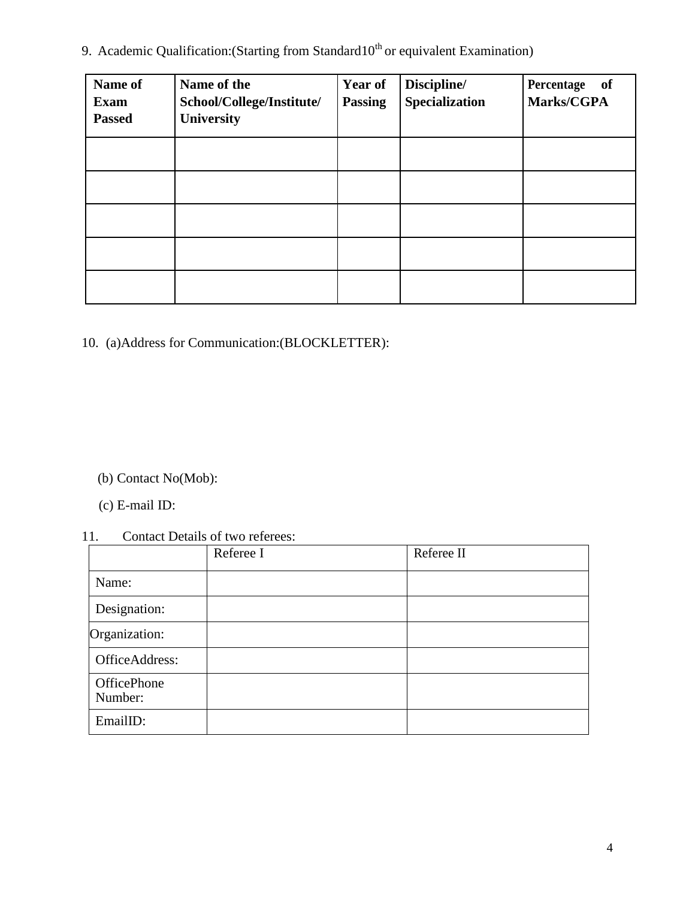9. Academic Qualification:(Starting from Standard10th or equivalent Examination)

| Name of Exam Passed | Name of the School/College/Institute/ University | Year of Passing | Discipline/ Specialization | Percentage of Marks/CGPA |
|---|---|---|---|---|
| | | | | |
| | | | | |
| | | | | |
| | | | | |
| | | | | |

10. (a)Address for Communication:(BLOCKLETTER):

(b) Contact No(Mob):

(c) E-mail ID:

11. Contact Details of two referees:

| | Referee I | Referee II |
|---|---|---|
| Name: | | |
| Designation: | | |
| Organization: | | |
| OfficeAddress: | | |
| OfficePhone Number: | | |
| EmailID: | | |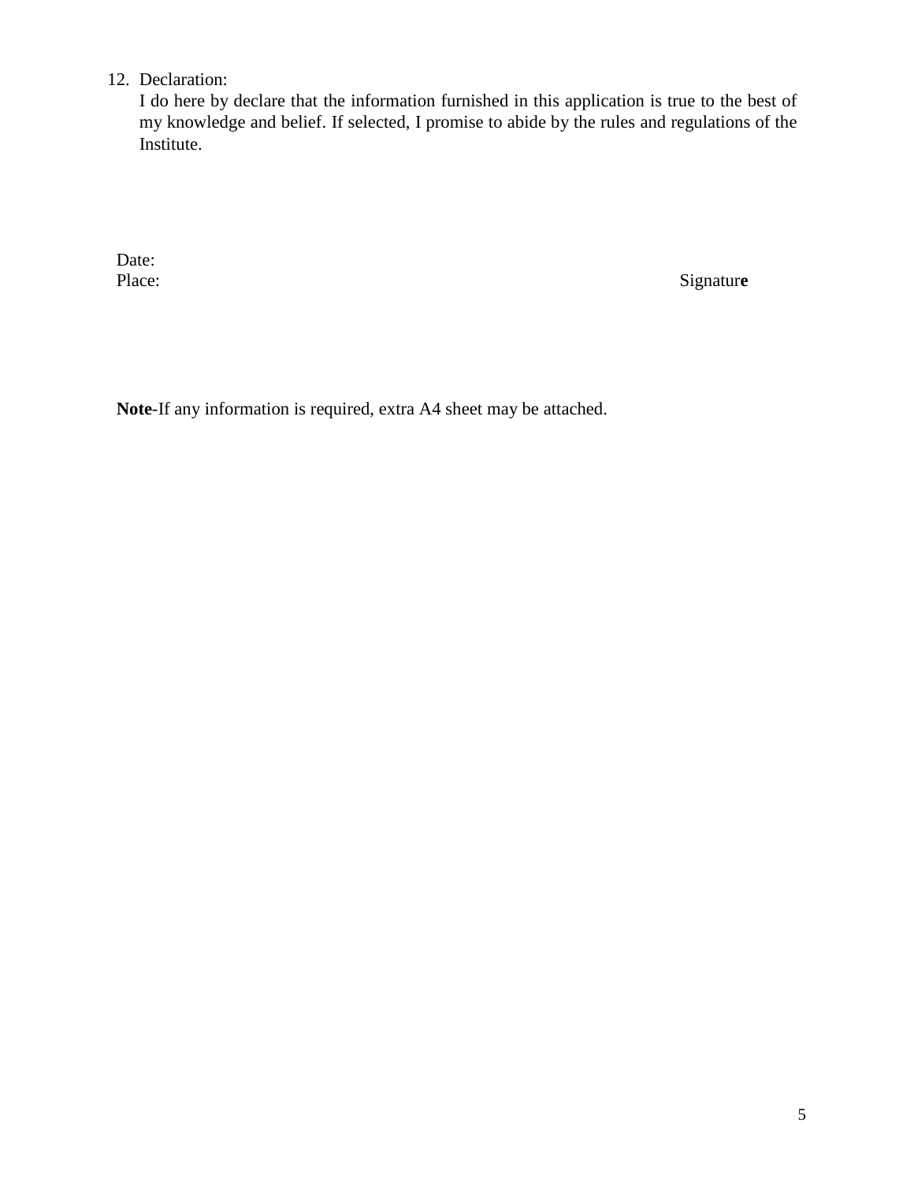12. Declaration:

    I do here by declare that the information furnished in this application is true to the best of my knowledge and belief. If selected, I promise to abide by the rules and regulations of the Institute.

Date:

Place: Signatur**e**

**Note**-If any information is required, extra A4 sheet may be attached.